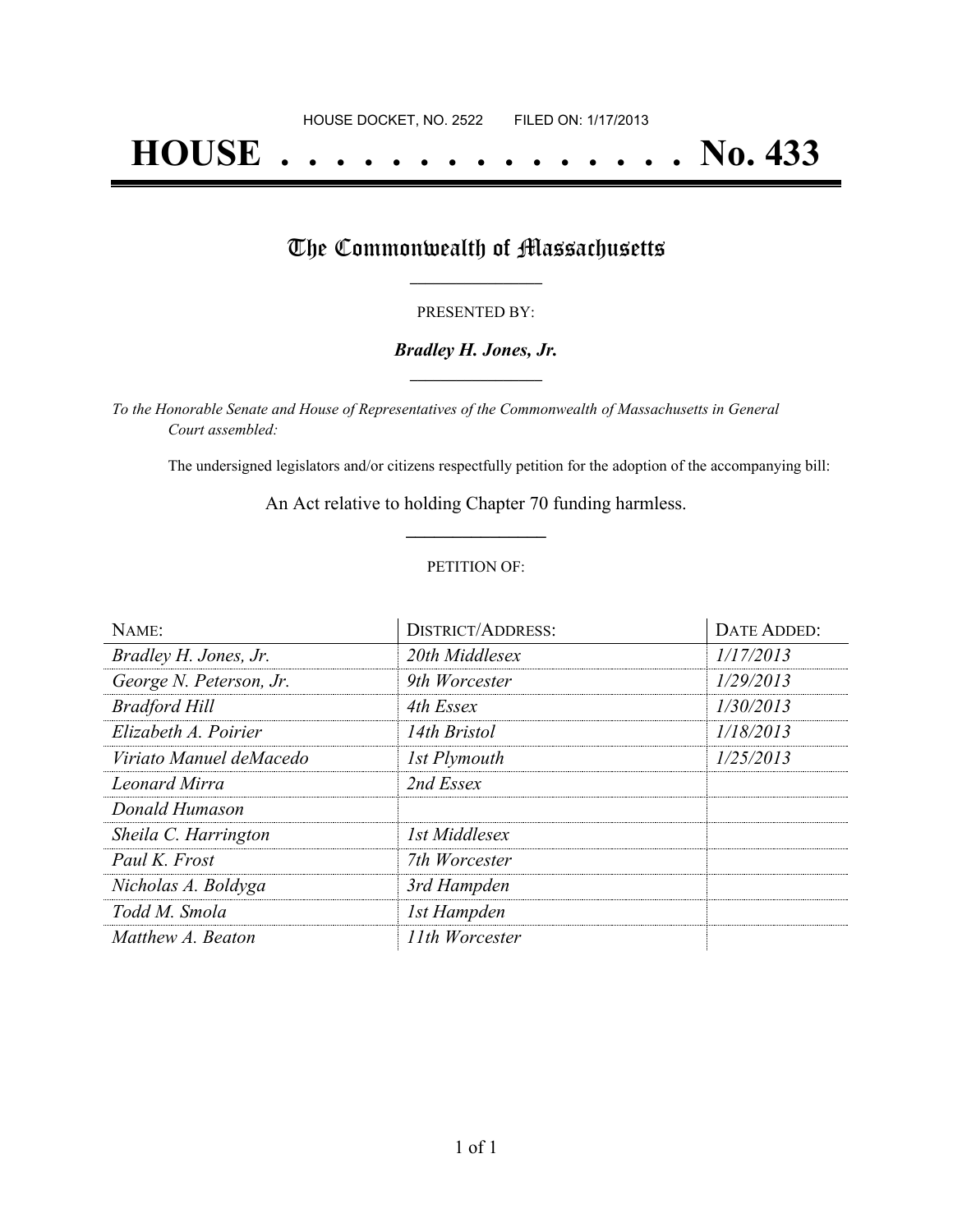HOUSE DOCKET, NO. 2522        FILED ON: 1/17/2013

# HOUSE . . . . . . . . . . . . . . . No. 433

## The Commonwealth of Massachusetts

PRESENTED BY:

***Bradley H. Jones, Jr.***

*To the Honorable Senate and House of Representatives of the Commonwealth of Massachusetts in General Court assembled:*

The undersigned legislators and/or citizens respectfully petition for the adoption of the accompanying bill:

An Act relative to holding Chapter 70 funding harmless.

PETITION OF:

| NAME: | DISTRICT/ADDRESS: | DATE ADDED: |
| --- | --- | --- |
| *Bradley H. Jones, Jr.* | *20th Middlesex* | *1/17/2013* |
| *George N. Peterson, Jr.* | *9th Worcester* | *1/29/2013* |
| *Bradford Hill* | *4th Essex* | *1/30/2013* |
| *Elizabeth A. Poirier* | *14th Bristol* | *1/18/2013* |
| *Viriato Manuel deMacedo* | *1st Plymouth* | *1/25/2013* |
| *Leonard Mirra* | *2nd Essex* | |
| *Donald Humason* | | |
| *Sheila C. Harrington* | *1st Middlesex* | |
| *Paul K. Frost* | *7th Worcester* | |
| *Nicholas A. Boldyga* | *3rd Hampden* | |
| *Todd M. Smola* | *1st Hampden* | |
| *Matthew A. Beaton* | *11th Worcester* | |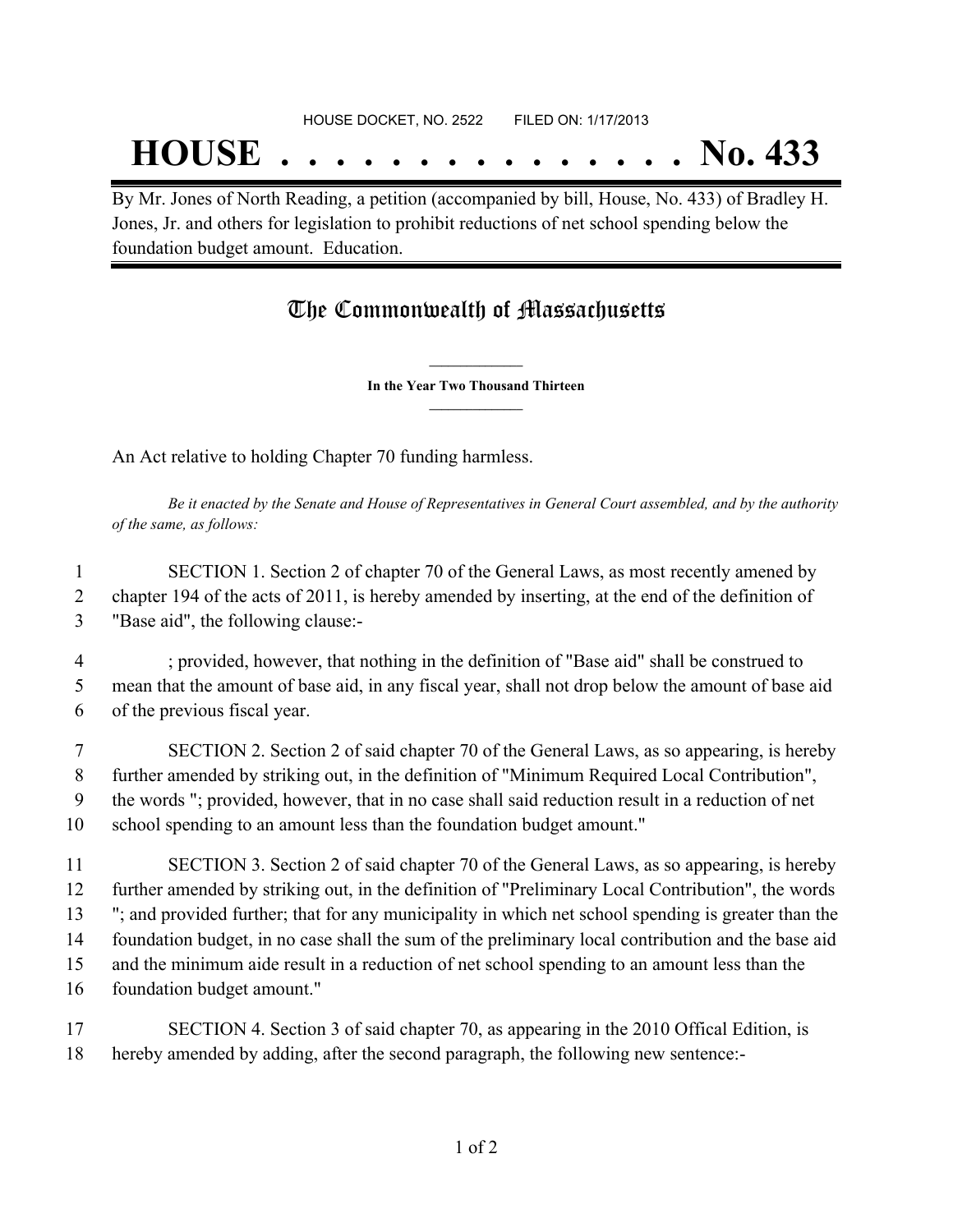HOUSE DOCKET, NO. 2522        FILED ON: 1/17/2013

# HOUSE . . . . . . . . . . . . . . . No. 433

By Mr. Jones of North Reading, a petition (accompanied by bill, House, No. 433) of Bradley H. Jones, Jr. and others for legislation to prohibit reductions of net school spending below the foundation budget amount. Education.

## The Commonwealth of Massachusetts

**In the Year Two Thousand Thirteen**

An Act relative to holding Chapter 70 funding harmless.

*Be it enacted by the Senate and House of Representatives in General Court assembled, and by the authority of the same, as follows:*

1 SECTION 1. Section 2 of chapter 70 of the General Laws, as most recently amened by
2 chapter 194 of the acts of 2011, is hereby amended by inserting, at the end of the definition of
3 "Base aid", the following clause:-

4 ; provided, however, that nothing in the definition of "Base aid" shall be construed to
5 mean that the amount of base aid, in any fiscal year, shall not drop below the amount of base aid
6 of the previous fiscal year.

7 SECTION 2. Section 2 of said chapter 70 of the General Laws, as so appearing, is hereby
8 further amended by striking out, in the definition of "Minimum Required Local Contribution",
9 the words "; provided, however, that in no case shall said reduction result in a reduction of net
10 school spending to an amount less than the foundation budget amount."

11 SECTION 3. Section 2 of said chapter 70 of the General Laws, as so appearing, is hereby
12 further amended by striking out, in the definition of "Preliminary Local Contribution", the words
13 "; and provided further; that for any municipality in which net school spending is greater than the
14 foundation budget, in no case shall the sum of the preliminary local contribution and the base aid
15 and the minimum aide result in a reduction of net school spending to an amount less than the
16 foundation budget amount."

17 SECTION 4. Section 3 of said chapter 70, as appearing in the 2010 Offical Edition, is
18 hereby amended by adding, after the second paragraph, the following new sentence:-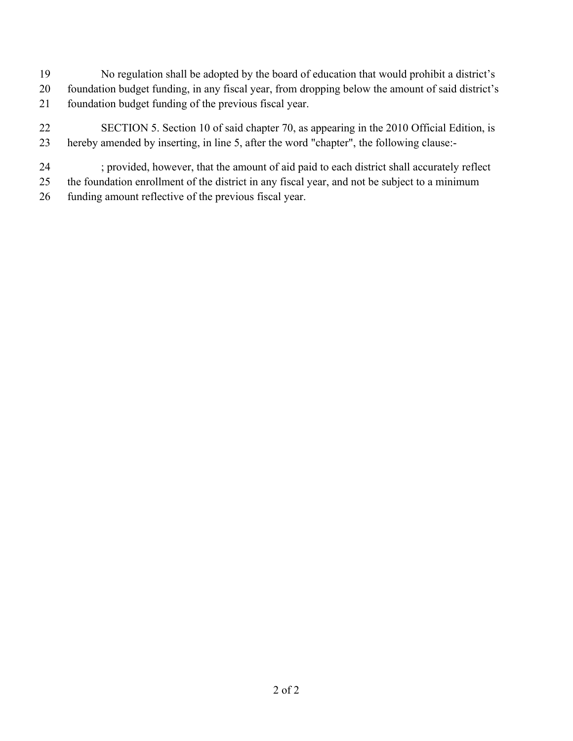No regulation shall be adopted by the board of education that would prohibit a district's foundation budget funding, in any fiscal year, from dropping below the amount of said district's foundation budget funding of the previous fiscal year.

SECTION 5. Section 10 of said chapter 70, as appearing in the 2010 Official Edition, is hereby amended by inserting, in line 5, after the word "chapter", the following clause:-

; provided, however, that the amount of aid paid to each district shall accurately reflect the foundation enrollment of the district in any fiscal year, and not be subject to a minimum funding amount reflective of the previous fiscal year.